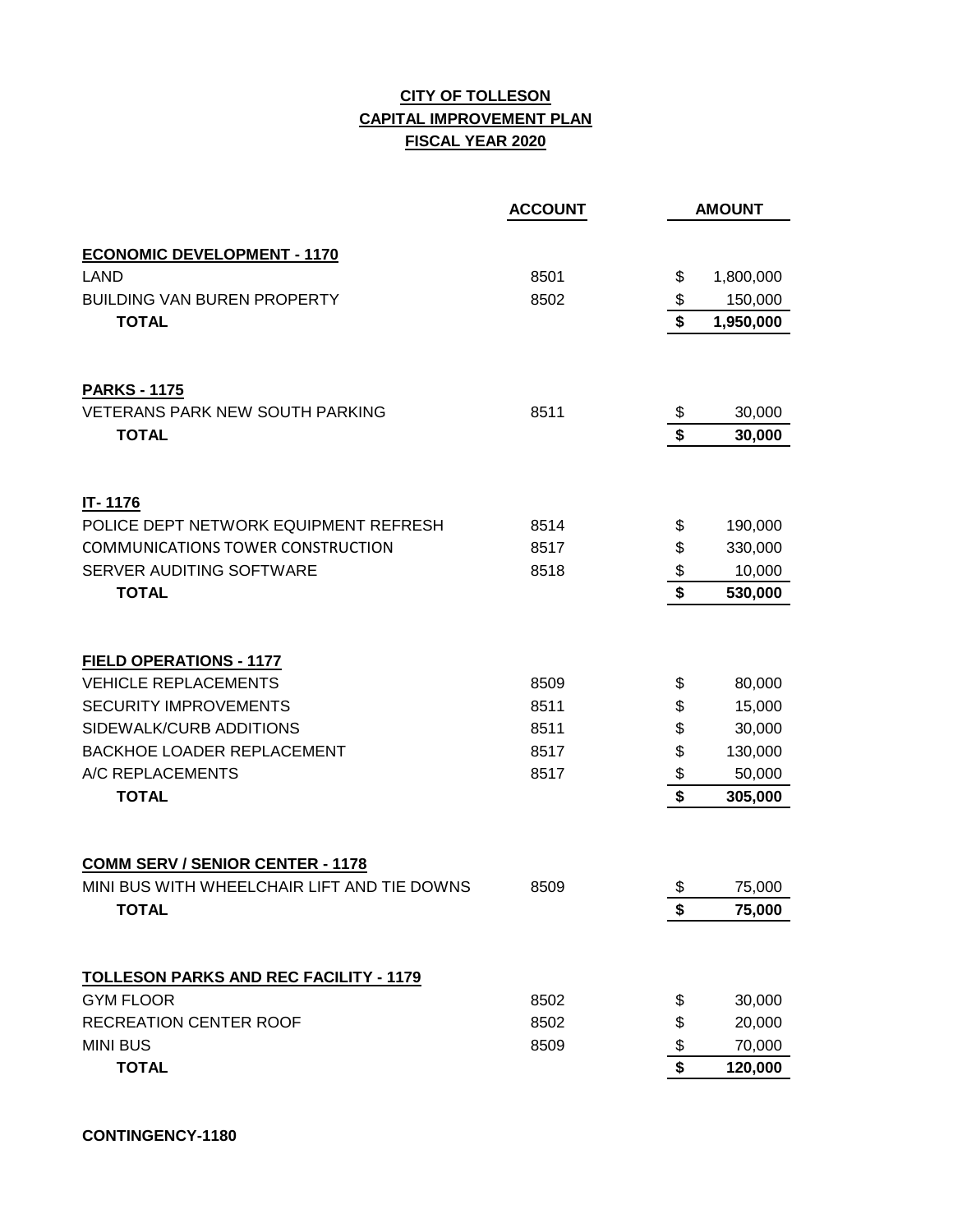**CITY OF TOLLESON**
**CAPITAL IMPROVEMENT PLAN**
**FISCAL YEAR 2020**

| | ACCOUNT | AMOUNT |
|---|---|---|
| **ECONOMIC DEVELOPMENT - 1170** | | |
| LAND | 8501 | $ 1,800,000 |
| BUILDING VAN BUREN PROPERTY | 8502 | $ 150,000 |
| **TOTAL** | | **$ 1,950,000** |
| | | |
| **PARKS - 1175** | | |
| VETERANS PARK NEW SOUTH PARKING | 8511 | $ 30,000 |
| **TOTAL** | | **$ 30,000** |
| | | |
| **IT- 1176** | | |
| POLICE DEPT NETWORK EQUIPMENT REFRESH | 8514 | $ 190,000 |
| COMMUNICATIONS TOWER CONSTRUCTION | 8517 | $ 330,000 |
| SERVER AUDITING SOFTWARE | 8518 | $ 10,000 |
| **TOTAL** | | **$ 530,000** |
| | | |
| **FIELD OPERATIONS - 1177** | | |
| VEHICLE REPLACEMENTS | 8509 | $ 80,000 |
| SECURITY IMPROVEMENTS | 8511 | $ 15,000 |
| SIDEWALK/CURB ADDITIONS | 8511 | $ 30,000 |
| BACKHOE LOADER REPLACEMENT | 8517 | $ 130,000 |
| A/C REPLACEMENTS | 8517 | $ 50,000 |
| **TOTAL** | | **$ 305,000** |
| | | |
| **COMM SERV / SENIOR CENTER - 1178** | | |
| MINI BUS WITH WHEELCHAIR LIFT AND TIE DOWNS | 8509 | $ 75,000 |
| **TOTAL** | | **$ 75,000** |
| | | |
| **TOLLESON PARKS AND REC FACILITY - 1179** | | |
| GYM FLOOR | 8502 | $ 30,000 |
| RECREATION CENTER ROOF | 8502 | $ 20,000 |
| MINI BUS | 8509 | $ 70,000 |
| **TOTAL** | | **$ 120,000** |

**CONTINGENCY-1180**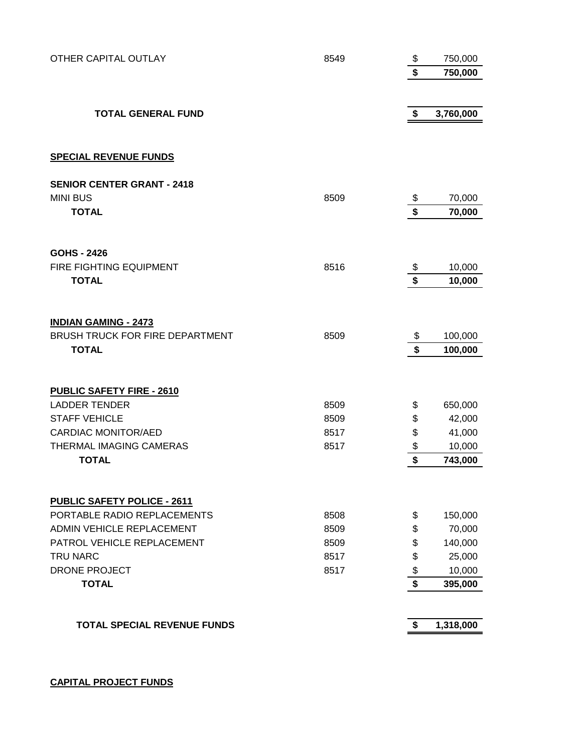| | | | |
|---|---|---|---|
| OTHER CAPITAL OUTLAY | 8549 | $ | 750,000 |
| | | **$** | **750,000** |
| | | | |
| **TOTAL GENERAL FUND** | | **$** | **3,760,000** |

**SPECIAL REVENUE FUNDS**

| | | | |
|---|---|---|---|
| **SENIOR CENTER GRANT - 2418** | | | |
| MINI BUS | 8509 | $ | 70,000 |
| **TOTAL** | | **$** | **70,000** |
| | | | |
| **GOHS - 2426** | | | |
| FIRE FIGHTING EQUIPMENT | 8516 | $ | 10,000 |
| **TOTAL** | | **$** | **10,000** |
| | | | |
| **INDIAN GAMING - 2473** | | | |
| BRUSH TRUCK FOR FIRE DEPARTMENT | 8509 | $ | 100,000 |
| **TOTAL** | | **$** | **100,000** |
| | | | |
| **PUBLIC SAFETY FIRE - 2610** | | | |
| LADDER TENDER | 8509 | $ | 650,000 |
| STAFF VEHICLE | 8509 | $ | 42,000 |
| CARDIAC MONITOR/AED | 8517 | $ | 41,000 |
| THERMAL IMAGING CAMERAS | 8517 | $ | 10,000 |
| **TOTAL** | | **$** | **743,000** |
| | | | |
| **PUBLIC SAFETY POLICE - 2611** | | | |
| PORTABLE RADIO REPLACEMENTS | 8508 | $ | 150,000 |
| ADMIN VEHICLE REPLACEMENT | 8509 | $ | 70,000 |
| PATROL VEHICLE REPLACEMENT | 8509 | $ | 140,000 |
| TRU NARC | 8517 | $ | 25,000 |
| DRONE PROJECT | 8517 | $ | 10,000 |
| **TOTAL** | | **$** | **395,000** |
| | | | |
| **TOTAL SPECIAL REVENUE FUNDS** | | **$** | **1,318,000** |

**CAPITAL PROJECT FUNDS**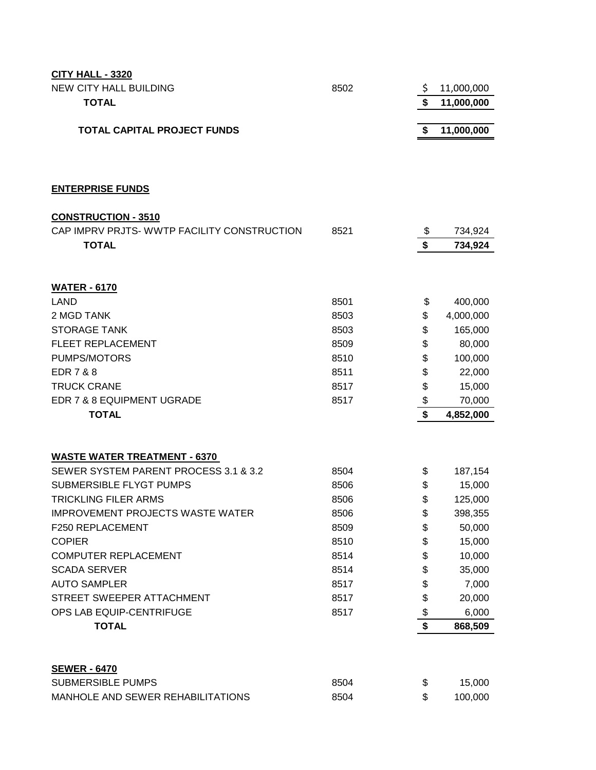**CITY HALL - 3320**

| | | |
|---|---|---|
| NEW CITY HALL BUILDING | 8502 | $ 11,000,000 |
| **TOTAL** | | **$ 11,000,000** |
| **TOTAL CAPITAL PROJECT FUNDS** | | **$ 11,000,000** |

**ENTERPRISE FUNDS**

**CONSTRUCTION - 3510**

| | | |
|---|---|---|
| CAP IMPRV PRJTS- WWTP FACILITY CONSTRUCTION | 8521 | $ 734,924 |
| **TOTAL** | | **$ 734,924** |

**WATER - 6170**

| | | |
|---|---|---|
| LAND | 8501 | $ 400,000 |
| 2 MGD TANK | 8503 | $ 4,000,000 |
| STORAGE TANK | 8503 | $ 165,000 |
| FLEET REPLACEMENT | 8509 | $ 80,000 |
| PUMPS/MOTORS | 8510 | $ 100,000 |
| EDR 7 & 8 | 8511 | $ 22,000 |
| TRUCK CRANE | 8517 | $ 15,000 |
| EDR 7 & 8 EQUIPMENT UGRADE | 8517 | $ 70,000 |
| **TOTAL** | | **$ 4,852,000** |

**WASTE WATER TREATMENT - 6370**

| | | |
|---|---|---|
| SEWER SYSTEM PARENT PROCESS 3.1 & 3.2 | 8504 | $ 187,154 |
| SUBMERSIBLE FLYGT PUMPS | 8506 | $ 15,000 |
| TRICKLING FILER ARMS | 8506 | $ 125,000 |
| IMPROVEMENT PROJECTS WASTE WATER | 8506 | $ 398,355 |
| F250 REPLACEMENT | 8509 | $ 50,000 |
| COPIER | 8510 | $ 15,000 |
| COMPUTER REPLACEMENT | 8514 | $ 10,000 |
| SCADA SERVER | 8514 | $ 35,000 |
| AUTO SAMPLER | 8517 | $ 7,000 |
| STREET SWEEPER ATTACHMENT | 8517 | $ 20,000 |
| OPS LAB EQUIP-CENTRIFUGE | 8517 | $ 6,000 |
| **TOTAL** | | **$ 868,509** |

**SEWER - 6470**

| | | |
|---|---|---|
| SUBMERSIBLE PUMPS | 8504 | $ 15,000 |
| MANHOLE AND SEWER REHABILITATIONS | 8504 | $ 100,000 |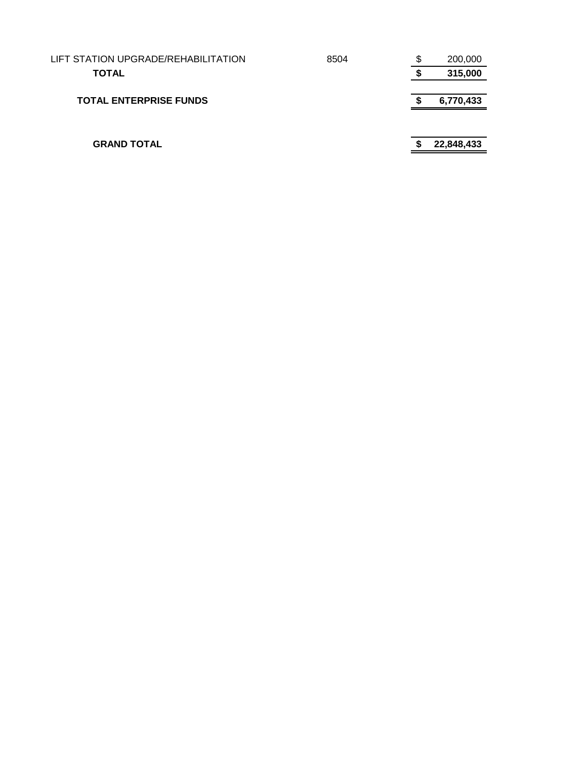| | | | |
|---|---|---|---|
| LIFT STATION UPGRADE/REHABILITATION | 8504 | $ | 200,000 |
| **TOTAL** | | **$** | **315,000** |
| | | | |
| **TOTAL ENTERPRISE FUNDS** | | **$** | **6,770,433** |
| | | | |
| **GRAND TOTAL** | | **$** | **22,848,433** |